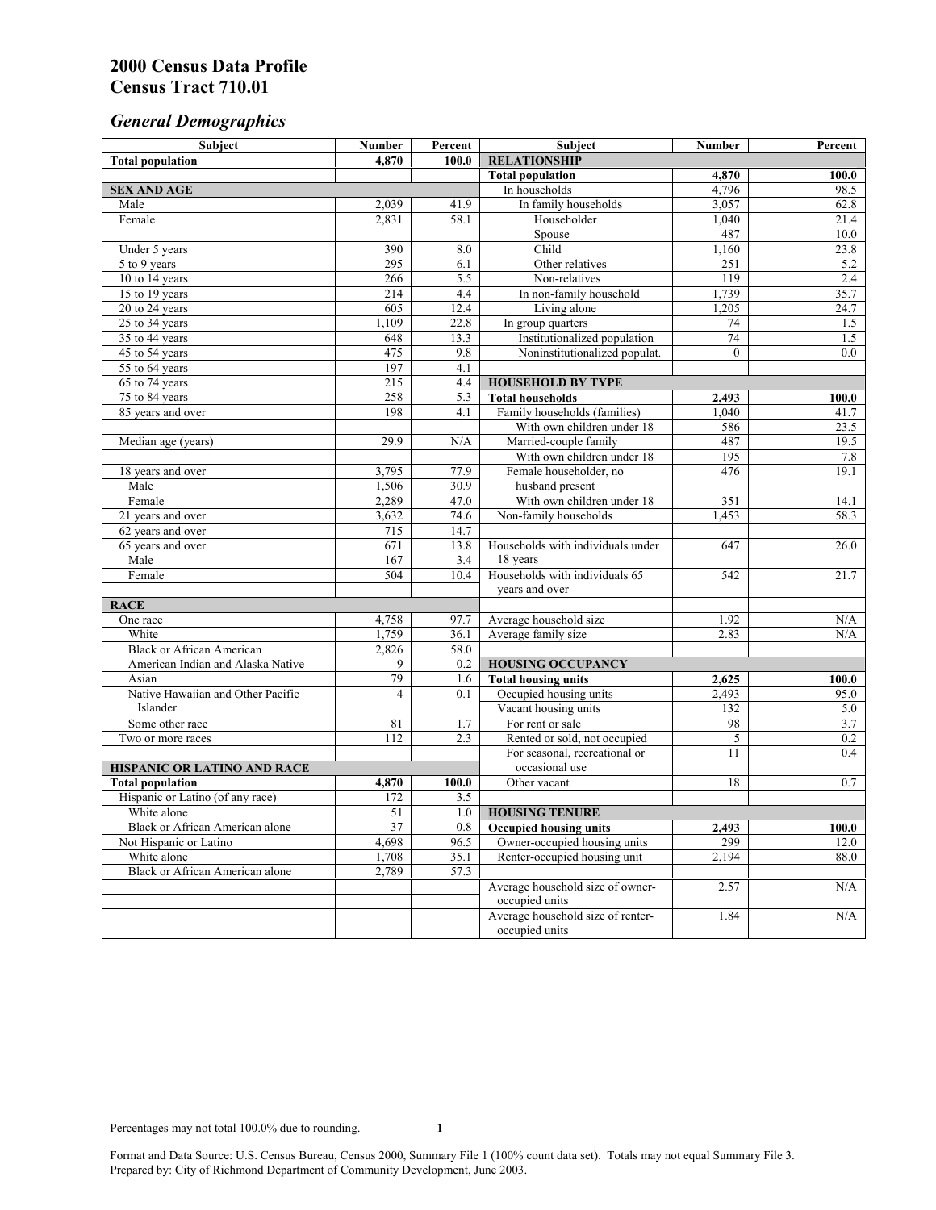# 2000 Census Data Profile
# Census Tract 710.01

## *General Demographics*

| Subject | Number | Percent | Subject | Number | Percent |
|---|---|---|---|---|---|
| **Total population** | **4,870** | **100.0** | **RELATIONSHIP** | | |
| | | | **Total population** | **4,870** | **100.0** |
| **SEX AND AGE** | | | In households | 4,796 | 98.5 |
| Male | 2,039 | 41.9 | In family households | 3,057 | 62.8 |
| Female | 2,831 | 58.1 | Householder | 1,040 | 21.4 |
| | | | Spouse | 487 | 10.0 |
| Under 5 years | 390 | 8.0 | Child | 1,160 | 23.8 |
| 5 to 9 years | 295 | 6.1 | Other relatives | 251 | 5.2 |
| 10 to 14 years | 266 | 5.5 | Non-relatives | 119 | 2.4 |
| 15 to 19 years | 214 | 4.4 | In non-family household | 1,739 | 35.7 |
| 20 to 24 years | 605 | 12.4 | Living alone | 1,205 | 24.7 |
| 25 to 34 years | 1,109 | 22.8 | In group quarters | 74 | 1.5 |
| 35 to 44 years | 648 | 13.3 | Institutionalized population | 74 | 1.5 |
| 45 to 54 years | 475 | 9.8 | Noninstitutionalized populat. | 0 | 0.0 |
| 55 to 64 years | 197 | 4.1 | | | |
| 65 to 74 years | 215 | 4.4 | **HOUSEHOLD BY TYPE** | | |
| 75 to 84 years | 258 | 5.3 | **Total households** | **2,493** | **100.0** |
| 85 years and over | 198 | 4.1 | Family households (families) | 1,040 | 41.7 |
| | | | With own children under 18 | 586 | 23.5 |
| Median age (years) | 29.9 | N/A | Married-couple family | 487 | 19.5 |
| | | | With own children under 18 | 195 | 7.8 |
| 18 years and over | 3,795 | 77.9 | Female householder, no husband present | 476 | 19.1 |
| Male | 1,506 | 30.9 | | | |
| Female | 2,289 | 47.0 | With own children under 18 | 351 | 14.1 |
| 21 years and over | 3,632 | 74.6 | Non-family households | 1,453 | 58.3 |
| 62 years and over | 715 | 14.7 | | | |
| 65 years and over | 671 | 13.8 | Households with individuals under 18 years | 647 | 26.0 |
| Male | 167 | 3.4 | | | |
| Female | 504 | 10.4 | Households with individuals 65 years and over | 542 | 21.7 |
| **RACE** | | | | | |
| One race | 4,758 | 97.7 | Average household size | 1.92 | N/A |
| White | 1,759 | 36.1 | Average family size | 2.83 | N/A |
| Black or African American | 2,826 | 58.0 | | | |
| American Indian and Alaska Native | 9 | 0.2 | **HOUSING OCCUPANCY** | | |
| Asian | 79 | 1.6 | **Total housing units** | **2,625** | **100.0** |
| Native Hawaiian and Other Pacific Islander | 4 | 0.1 | Occupied housing units | 2,493 | 95.0 |
| | | | Vacant housing units | 132 | 5.0 |
| Some other race | 81 | 1.7 | For rent or sale | 98 | 3.7 |
| Two or more races | 112 | 2.3 | Rented or sold, not occupied | 5 | 0.2 |
| | | | For seasonal, recreational or occasional use | 11 | 0.4 |
| **HISPANIC OR LATINO AND RACE** | | | | | |
| **Total population** | **4,870** | **100.0** | Other vacant | 18 | 0.7 |
| Hispanic or Latino (of any race) | 172 | 3.5 | | | |
| White alone | 51 | 1.0 | **HOUSING TENURE** | | |
| Black or African American alone | 37 | 0.8 | **Occupied housing units** | **2,493** | **100.0** |
| Not Hispanic or Latino | 4,698 | 96.5 | Owner-occupied housing units | 299 | 12.0 |
| White alone | 1,708 | 35.1 | Renter-occupied housing unit | 2,194 | 88.0 |
| Black or African American alone | 2,789 | 57.3 | | | |
| | | | Average household size of owner-occupied units | 2.57 | N/A |
| | | | Average household size of renter-occupied units | 1.84 | N/A |

Percentages may not total 100.0% due to rounding.

Format and Data Source: U.S. Census Bureau, Census 2000, Summary File 1 (100% count data set). Totals may not equal Summary File 3.
Prepared by: City of Richmond Department of Community Development, June 2003.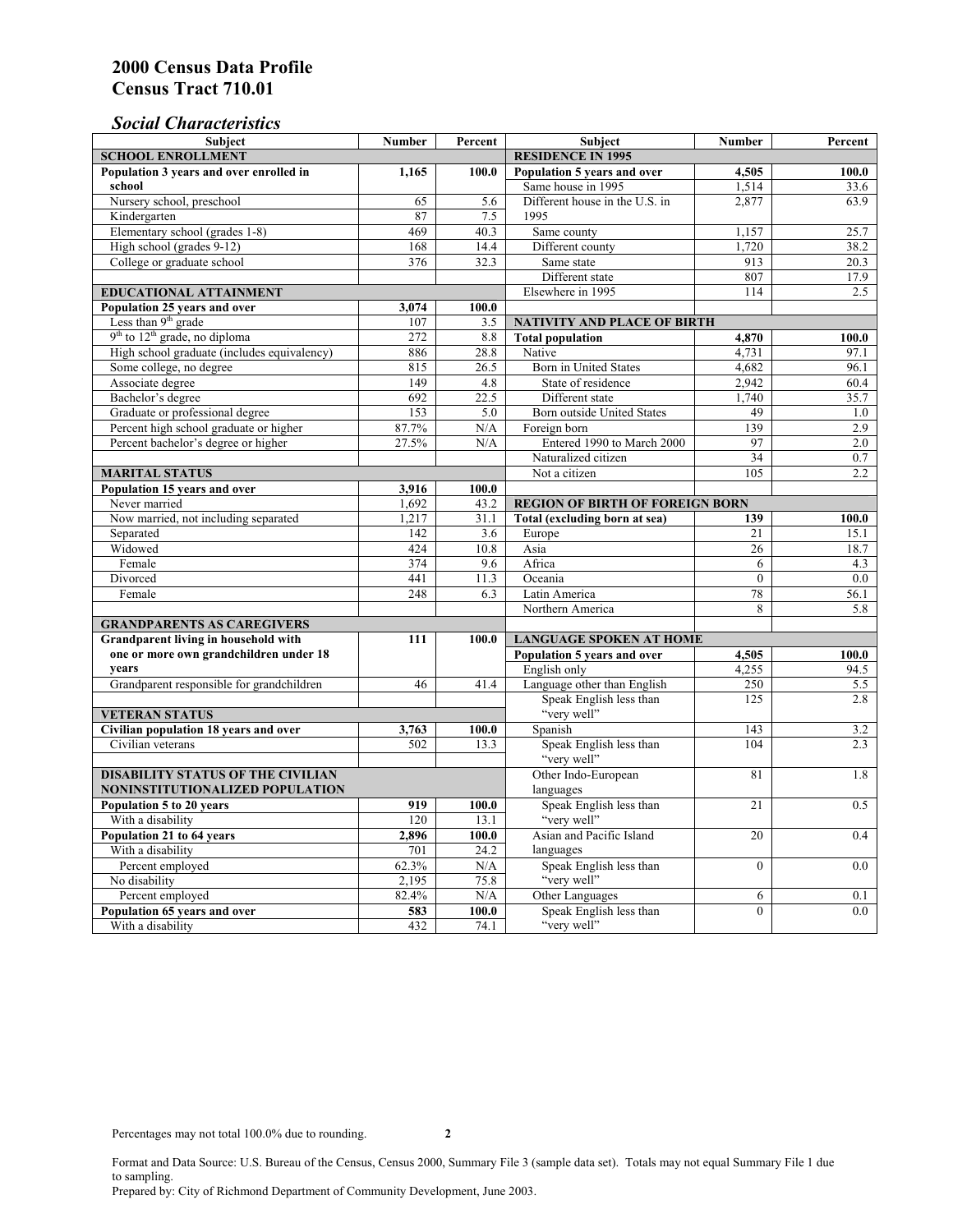# 2000 Census Data Profile
# Census Tract 710.01

## *Social Characteristics*

| Subject | Number | Percent |
|---|---|---|
| **SCHOOL ENROLLMENT** | | |
| **Population 3 years and over enrolled in school** | **1,165** | **100.0** |
| Nursery school, preschool | 65 | 5.6 |
| Kindergarten | 87 | 7.5 |
| Elementary school (grades 1-8) | 469 | 40.3 |
| High school (grades 9-12) | 168 | 14.4 |
| College or graduate school | 376 | 32.3 |
| **EDUCATIONAL ATTAINMENT** | | |
| **Population 25 years and over** | **3,074** | **100.0** |
| Less than 9th grade | 107 | 3.5 |
| 9th to 12th grade, no diploma | 272 | 8.8 |
| High school graduate (includes equivalency) | 886 | 28.8 |
| Some college, no degree | 815 | 26.5 |
| Associate degree | 149 | 4.8 |
| Bachelor's degree | 692 | 22.5 |
| Graduate or professional degree | 153 | 5.0 |
| Percent high school graduate or higher | 87.7% | N/A |
| Percent bachelor's degree or higher | 27.5% | N/A |
| **MARITAL STATUS** | | |
| **Population 15 years and over** | **3,916** | **100.0** |
| Never married | 1,692 | 43.2 |
| Now married, not including separated | 1,217 | 31.1 |
| Separated | 142 | 3.6 |
| Widowed | 424 | 10.8 |
| Female | 374 | 9.6 |
| Divorced | 441 | 11.3 |
| Female | 248 | 6.3 |
| **GRANDPARENTS AS CAREGIVERS** | | |
| **Grandparent living in household with one or more own grandchildren under 18 years** | **111** | **100.0** |
| Grandparent responsible for grandchildren | 46 | 41.4 |
| **VETERAN STATUS** | | |
| **Civilian population 18 years and over** | **3,763** | **100.0** |
| Civilian veterans | 502 | 13.3 |
| **DISABILITY STATUS OF THE CIVILIAN NONINSTITUTIONALIZED POPULATION** | | |
| **Population 5 to 20 years** | **919** | **100.0** |
| With a disability | 120 | 13.1 |
| **Population 21 to 64 years** | **2,896** | **100.0** |
| With a disability | 701 | 24.2 |
| Percent employed | 62.3% | N/A |
| No disability | 2,195 | 75.8 |
| Percent employed | 82.4% | N/A |
| **Population 65 years and over** | **583** | **100.0** |
| With a disability | 432 | 74.1 |

| Subject | Number | Percent |
|---|---|---|
| **RESIDENCE IN 1995** | | |
| **Population 5 years and over** | **4,505** | **100.0** |
| Same house in 1995 | 1,514 | 33.6 |
| Different house in the U.S. in 1995 | 2,877 | 63.9 |
| Same county | 1,157 | 25.7 |
| Different county | 1,720 | 38.2 |
| Same state | 913 | 20.3 |
| Different state | 807 | 17.9 |
| Elsewhere in 1995 | 114 | 2.5 |
| **NATIVITY AND PLACE OF BIRTH** | | |
| **Total population** | **4,870** | **100.0** |
| Native | 4,731 | 97.1 |
| Born in United States | 4,682 | 96.1 |
| State of residence | 2,942 | 60.4 |
| Different state | 1,740 | 35.7 |
| Born outside United States | 49 | 1.0 |
| Foreign born | 139 | 2.9 |
| Entered 1990 to March 2000 | 97 | 2.0 |
| Naturalized citizen | 34 | 0.7 |
| Not a citizen | 105 | 2.2 |
| **REGION OF BIRTH OF FOREIGN BORN** | | |
| **Total (excluding born at sea)** | **139** | **100.0** |
| Europe | 21 | 15.1 |
| Asia | 26 | 18.7 |
| Africa | 6 | 4.3 |
| Oceania | 0 | 0.0 |
| Latin America | 78 | 56.1 |
| Northern America | 8 | 5.8 |
| **LANGUAGE SPOKEN AT HOME** | | |
| **Population 5 years and over** | **4,505** | **100.0** |
| English only | 4,255 | 94.5 |
| Language other than English | 250 | 5.5 |
| Speak English less than "very well" | 125 | 2.8 |
| Spanish | 143 | 3.2 |
| Speak English less than "very well" | 104 | 2.3 |
| Other Indo-European languages | 81 | 1.8 |
| Speak English less than "very well" | 21 | 0.5 |
| Asian and Pacific Island languages | 20 | 0.4 |
| Speak English less than "very well" | 0 | 0.0 |
| Other Languages | 6 | 0.1 |
| Speak English less than "very well" | 0 | 0.0 |

Percentages may not total 100.0% due to rounding.

Format and Data Source: U.S. Bureau of the Census, Census 2000, Summary File 3 (sample data set). Totals may not equal Summary File 1 due to sampling.
Prepared by: City of Richmond Department of Community Development, June 2003.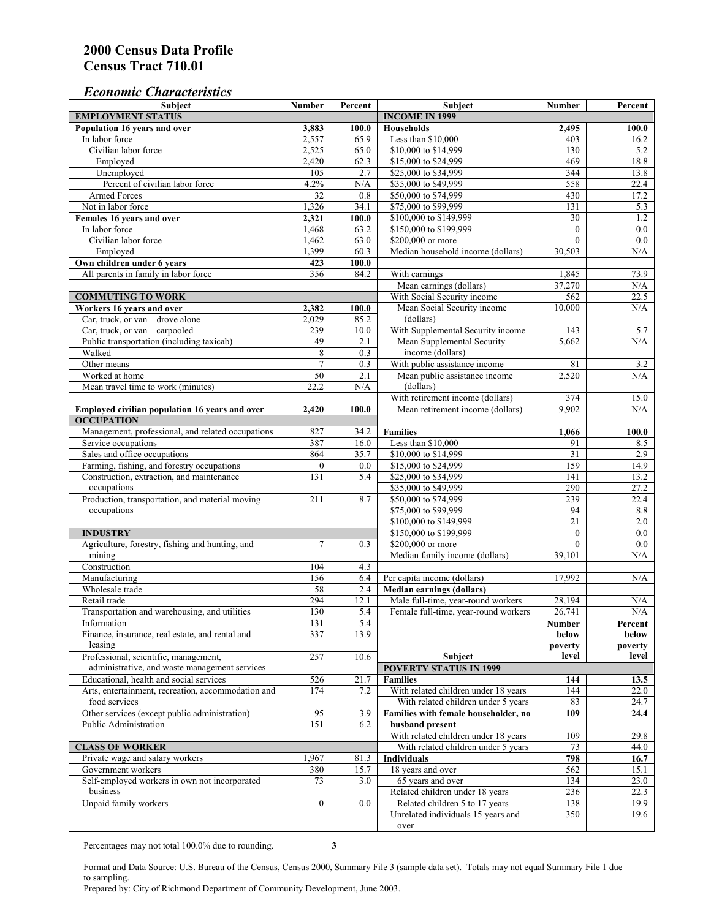# 2000 Census Data Profile
# Census Tract 710.01

## *Economic Characteristics*

| Subject | Number | Percent |
|---|---|---|
| **EMPLOYMENT STATUS** | | |
| **Population 16 years and over** | **3,883** | **100.0** |
| In labor force | 2,557 | 65.9 |
| Civilian labor force | 2,525 | 65.0 |
| Employed | 2,420 | 62.3 |
| Unemployed | 105 | 2.7 |
| Percent of civilian labor force | 4.2% | N/A |
| Armed Forces | 32 | 0.8 |
| Not in labor force | 1,326 | 34.1 |
| **Females 16 years and over** | **2,321** | **100.0** |
| In labor force | 1,468 | 63.2 |
| Civilian labor force | 1,462 | 63.0 |
| Employed | 1,399 | 60.3 |
| **Own children under 6 years** | **423** | **100.0** |
| All parents in family in labor force | 356 | 84.2 |
| **COMMUTING TO WORK** | | |
| **Workers 16 years and over** | **2,382** | **100.0** |
| Car, truck, or van – drove alone | 2,029 | 85.2 |
| Car, truck, or van – carpooled | 239 | 10.0 |
| Public transportation (including taxicab) | 49 | 2.1 |
| Walked | 8 | 0.3 |
| Other means | 7 | 0.3 |
| Worked at home | 50 | 2.1 |
| Mean travel time to work (minutes) | 22.2 | N/A |
| **Employed civilian population 16 years and over** | **2,420** | **100.0** |
| **OCCUPATION** | | |
| Management, professional, and related occupations | 827 | 34.2 |
| Service occupations | 387 | 16.0 |
| Sales and office occupations | 864 | 35.7 |
| Farming, fishing, and forestry occupations | 0 | 0.0 |
| Construction, extraction, and maintenance occupations | 131 | 5.4 |
| Production, transportation, and material moving occupations | 211 | 8.7 |
| **INDUSTRY** | | |
| Agriculture, forestry, fishing and hunting, and mining | 7 | 0.3 |
| Construction | 104 | 4.3 |
| Manufacturing | 156 | 6.4 |
| Wholesale trade | 58 | 2.4 |
| Retail trade | 294 | 12.1 |
| Transportation and warehousing, and utilities | 130 | 5.4 |
| Information | 131 | 5.4 |
| Finance, insurance, real estate, and rental and leasing | 337 | 13.9 |
| Professional, scientific, management, administrative, and waste management services | 257 | 10.6 |
| Educational, health and social services | 526 | 21.7 |
| Arts, entertainment, recreation, accommodation and food services | 174 | 7.2 |
| Other services (except public administration) | 95 | 3.9 |
| Public Administration | 151 | 6.2 |
| **CLASS OF WORKER** | | |
| Private wage and salary workers | 1,967 | 81.3 |
| Government workers | 380 | 15.7 |
| Self-employed workers in own not incorporated business | 73 | 3.0 |
| Unpaid family workers | 0 | 0.0 |

| Subject | Number | Percent |
|---|---|---|
| **INCOME IN 1999** | | |
| **Households** | **2,495** | **100.0** |
| Less than $10,000 | 403 | 16.2 |
| $10,000 to $14,999 | 130 | 5.2 |
| $15,000 to $24,999 | 469 | 18.8 |
| $25,000 to $34,999 | 344 | 13.8 |
| $35,000 to $49,999 | 558 | 22.4 |
| $50,000 to $74,999 | 430 | 17.2 |
| $75,000 to $99,999 | 131 | 5.3 |
| $100,000 to $149,999 | 30 | 1.2 |
| $150,000 to $199,999 | 0 | 0.0 |
| $200,000 or more | 0 | 0.0 |
| Median household income (dollars) | 30,503 | N/A |
| With earnings | 1,845 | 73.9 |
| Mean earnings (dollars) | 37,270 | N/A |
| With Social Security income | 562 | 22.5 |
| Mean Social Security income (dollars) | 10,000 | N/A |
| With Supplemental Security income | 143 | 5.7 |
| Mean Supplemental Security income (dollars) | 5,662 | N/A |
| With public assistance income | 81 | 3.2 |
| Mean public assistance income (dollars) | 2,520 | N/A |
| With retirement income (dollars) | 374 | 15.0 |
| Mean retirement income (dollars) | 9,902 | N/A |
| **Families** | **1,066** | **100.0** |
| Less than $10,000 | 91 | 8.5 |
| $10,000 to $14,999 | 31 | 2.9 |
| $15,000 to $24,999 | 159 | 14.9 |
| $25,000 to $34,999 | 141 | 13.2 |
| $35,000 to $49,999 | 290 | 27.2 |
| $50,000 to $74,999 | 239 | 22.4 |
| $75,000 to $99,999 | 94 | 8.8 |
| $100,000 to $149,999 | 21 | 2.0 |
| $150,000 to $199,999 | 0 | 0.0 |
| $200,000 or more | 0 | 0.0 |
| Median family income (dollars) | 39,101 | N/A |
| Per capita income (dollars) | 17,992 | N/A |
| **Median earnings (dollars)** | | |
| Male full-time, year-round workers | 28,194 | N/A |
| Female full-time, year-round workers | 26,741 | N/A |

| Subject | Number below poverty level | Percent below poverty level |
|---|---|---|
| **POVERTY STATUS IN 1999** | | |
| **Families** | **144** | **13.5** |
| With related children under 18 years | 144 | 22.0 |
| With related children under 5 years | 83 | 24.7 |
| **Families with female householder, no husband present** | **109** | **24.4** |
| With related children under 18 years | 109 | 29.8 |
| With related children under 5 years | 73 | 44.0 |
| **Individuals** | **798** | **16.7** |
| 18 years and over | 562 | 15.1 |
| 65 years and over | 134 | 23.0 |
| Related children under 18 years | 236 | 22.3 |
| Related children 5 to 17 years | 138 | 19.9 |
| Unrelated individuals 15 years and over | 350 | 19.6 |

Percentages may not total 100.0% due to rounding.

Format and Data Source: U.S. Bureau of the Census, Census 2000, Summary File 3 (sample data set). Totals may not equal Summary File 1 due to sampling.
Prepared by: City of Richmond Department of Community Development, June 2003.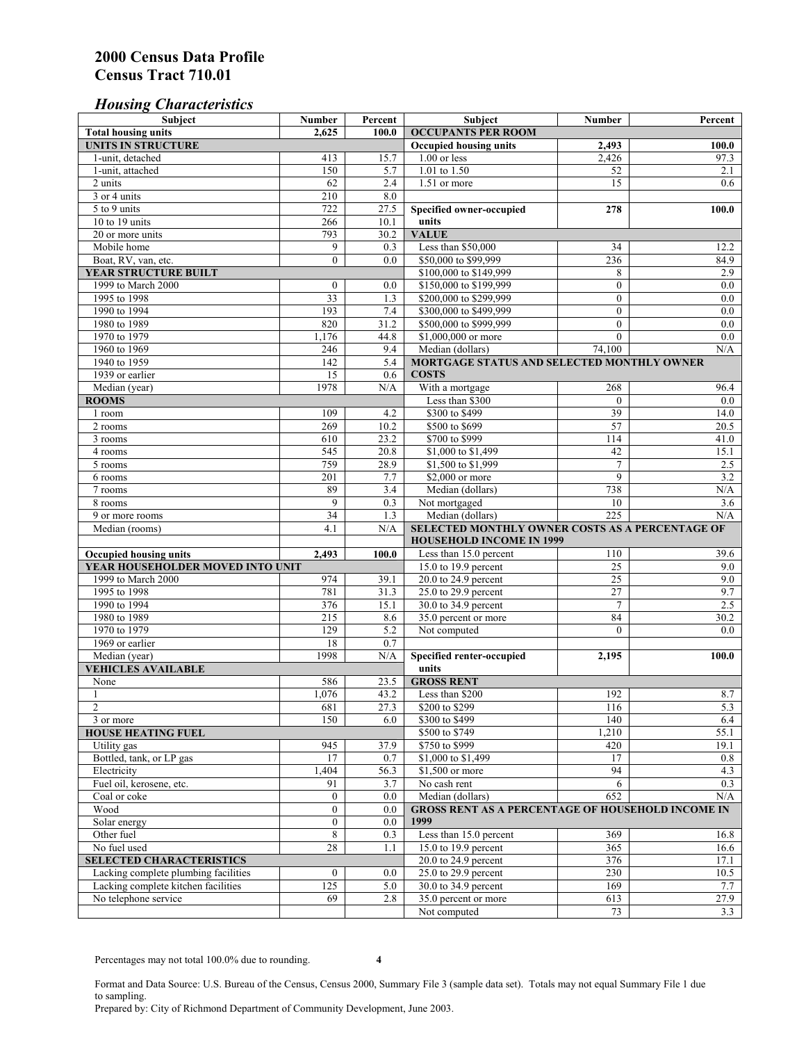# 2000 Census Data Profile
# Census Tract 710.01

## *Housing Characteristics*

| Subject | Number | Percent | Subject | Number | Percent |
|---|---|---|---|---|---|
| **Total housing units** | **2,625** | **100.0** | **OCCUPANTS PER ROOM** | | |
| **UNITS IN STRUCTURE** | | | **Occupied housing units** | **2,493** | **100.0** |
| 1-unit, detached | 413 | 15.7 | 1.00 or less | 2,426 | 97.3 |
| 1-unit, attached | 150 | 5.7 | 1.01 to 1.50 | 52 | 2.1 |
| 2 units | 62 | 2.4 | 1.51 or more | 15 | 0.6 |
| 3 or 4 units | 210 | 8.0 | | | |
| 5 to 9 units | 722 | 27.5 | **Specified owner-occupied units** | **278** | **100.0** |
| 10 to 19 units | 266 | 10.1 | | | |
| 20 or more units | 793 | 30.2 | **VALUE** | | |
| Mobile home | 9 | 0.3 | Less than $50,000 | 34 | 12.2 |
| Boat, RV, van, etc. | 0 | 0.0 | $50,000 to $99,999 | 236 | 84.9 |
| **YEAR STRUCTURE BUILT** | | | $100,000 to $149,999 | 8 | 2.9 |
| 1999 to March 2000 | 0 | 0.0 | $150,000 to $199,999 | 0 | 0.0 |
| 1995 to 1998 | 33 | 1.3 | $200,000 to $299,999 | 0 | 0.0 |
| 1990 to 1994 | 193 | 7.4 | $300,000 to $499,999 | 0 | 0.0 |
| 1980 to 1989 | 820 | 31.2 | $500,000 to $999,999 | 0 | 0.0 |
| 1970 to 1979 | 1,176 | 44.8 | $1,000,000 or more | 0 | 0.0 |
| 1960 to 1969 | 246 | 9.4 | Median (dollars) | 74,100 | N/A |
| 1940 to 1959 | 142 | 5.4 | **MORTGAGE STATUS AND SELECTED MONTHLY OWNER COSTS** | | |
| 1939 or earlier | 15 | 0.6 | | | |
| Median (year) | 1978 | N/A | With a mortgage | 268 | 96.4 |
| **ROOMS** | | | Less than $300 | 0 | 0.0 |
| 1 room | 109 | 4.2 | $300 to $499 | 39 | 14.0 |
| 2 rooms | 269 | 10.2 | $500 to $699 | 57 | 20.5 |
| 3 rooms | 610 | 23.2 | $700 to $999 | 114 | 41.0 |
| 4 rooms | 545 | 20.8 | $1,000 to $1,499 | 42 | 15.1 |
| 5 rooms | 759 | 28.9 | $1,500 to $1,999 | 7 | 2.5 |
| 6 rooms | 201 | 7.7 | $2,000 or more | 9 | 3.2 |
| 7 rooms | 89 | 3.4 | Median (dollars) | 738 | N/A |
| 8 rooms | 9 | 0.3 | Not mortgaged | 10 | 3.6 |
| 9 or more rooms | 34 | 1.3 | Median (dollars) | 225 | N/A |
| Median (rooms) | 4.1 | N/A | **SELECTED MONTHLY OWNER COSTS AS A PERCENTAGE OF HOUSEHOLD INCOME IN 1999** | | |
| **Occupied housing units** | **2,493** | **100.0** | Less than 15.0 percent | 110 | 39.6 |
| **YEAR HOUSEHOLDER MOVED INTO UNIT** | | | 15.0 to 19.9 percent | 25 | 9.0 |
| 1999 to March 2000 | 974 | 39.1 | 20.0 to 24.9 percent | 25 | 9.0 |
| 1995 to 1998 | 781 | 31.3 | 25.0 to 29.9 percent | 27 | 9.7 |
| 1990 to 1994 | 376 | 15.1 | 30.0 to 34.9 percent | 7 | 2.5 |
| 1980 to 1989 | 215 | 8.6 | 35.0 percent or more | 84 | 30.2 |
| 1970 to 1979 | 129 | 5.2 | Not computed | 0 | 0.0 |
| 1969 or earlier | 18 | 0.7 | | | |
| Median (year) | 1998 | N/A | **Specified renter-occupied units** | **2,195** | **100.0** |
| **VEHICLES AVAILABLE** | | | | | |
| None | 586 | 23.5 | **GROSS RENT** | | |
| 1 | 1,076 | 43.2 | Less than $200 | 192 | 8.7 |
| 2 | 681 | 27.3 | $200 to $299 | 116 | 5.3 |
| 3 or more | 150 | 6.0 | $300 to $499 | 140 | 6.4 |
| **HOUSE HEATING FUEL** | | | $500 to $749 | 1,210 | 55.1 |
| Utility gas | 945 | 37.9 | $750 to $999 | 420 | 19.1 |
| Bottled, tank, or LP gas | 17 | 0.7 | $1,000 to $1,499 | 17 | 0.8 |
| Electricity | 1,404 | 56.3 | $1,500 or more | 94 | 4.3 |
| Fuel oil, kerosene, etc. | 91 | 3.7 | No cash rent | 6 | 0.3 |
| Coal or coke | 0 | 0.0 | Median (dollars) | 652 | N/A |
| Wood | 0 | 0.0 | **GROSS RENT AS A PERCENTAGE OF HOUSEHOLD INCOME IN 1999** | | |
| Solar energy | 0 | 0.0 | | | |
| Other fuel | 8 | 0.3 | Less than 15.0 percent | 369 | 16.8 |
| No fuel used | 28 | 1.1 | 15.0 to 19.9 percent | 365 | 16.6 |
| **SELECTED CHARACTERISTICS** | | | 20.0 to 24.9 percent | 376 | 17.1 |
| Lacking complete plumbing facilities | 0 | 0.0 | 25.0 to 29.9 percent | 230 | 10.5 |
| Lacking complete kitchen facilities | 125 | 5.0 | 30.0 to 34.9 percent | 169 | 7.7 |
| No telephone service | 69 | 2.8 | 35.0 percent or more | 613 | 27.9 |
| | | | Not computed | 73 | 3.3 |

Percentages may not total 100.0% due to rounding.

Format and Data Source: U.S. Bureau of the Census, Census 2000, Summary File 3 (sample data set). Totals may not equal Summary File 1 due to sampling.
Prepared by: City of Richmond Department of Community Development, June 2003.